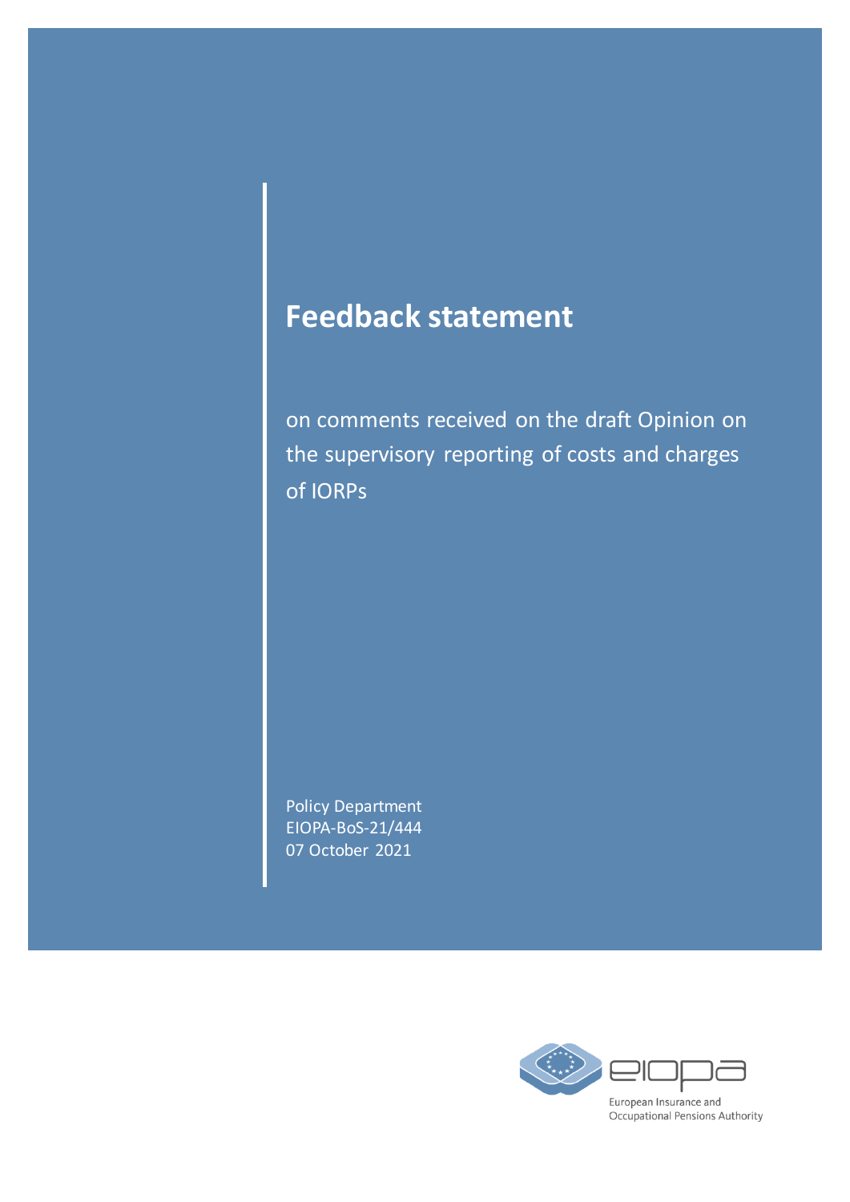# Feedback statement

on comments received on the draft Opinion on the supervisory reporting of costs and charges of IORPs

Policy Department
EIOPA-BoS-21/444
07 October 2021

European Insurance and Occupational Pensions Authority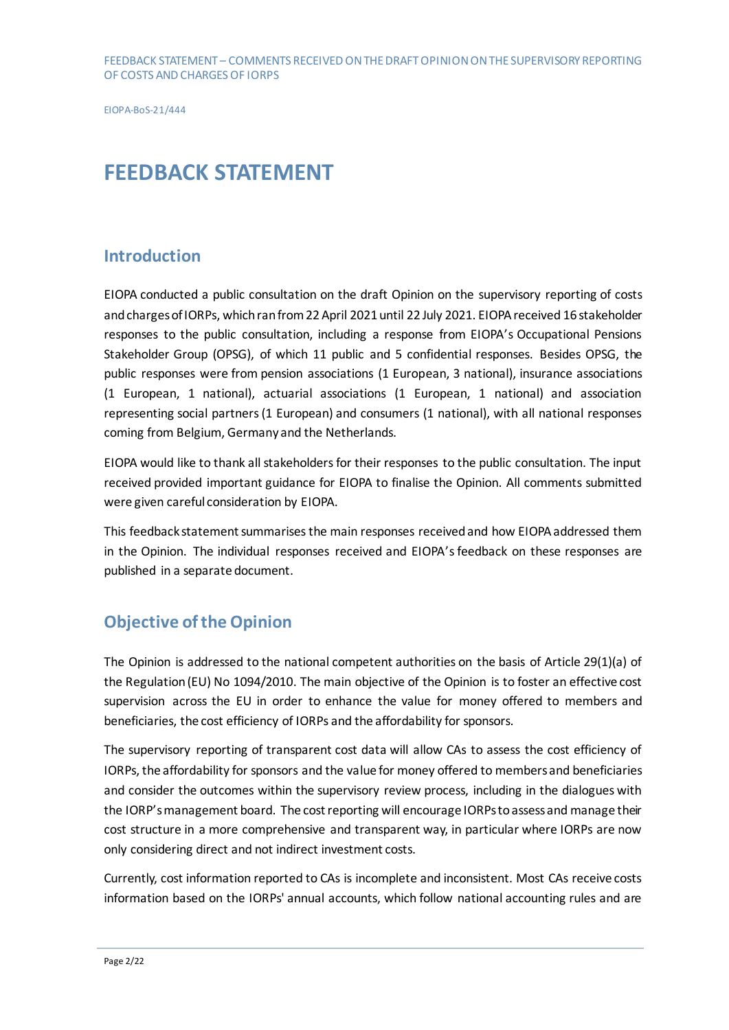# FEEDBACK STATEMENT

## Introduction

EIOPA conducted a public consultation on the draft Opinion on the supervisory reporting of costs and charges of IORPs, which ran from 22 April 2021 until 22 July 2021. EIOPA received 16 stakeholder responses to the public consultation, including a response from EIOPA's Occupational Pensions Stakeholder Group (OPSG), of which 11 public and 5 confidential responses. Besides OPSG, the public responses were from pension associations (1 European, 3 national), insurance associations (1 European, 1 national), actuarial associations (1 European, 1 national) and association representing social partners (1 European) and consumers (1 national), with all national responses coming from Belgium, Germany and the Netherlands.

EIOPA would like to thank all stakeholders for their responses to the public consultation. The input received provided important guidance for EIOPA to finalise the Opinion. All comments submitted were given careful consideration by EIOPA.

This feedback statement summarises the main responses received and how EIOPA addressed them in the Opinion. The individual responses received and EIOPA's feedback on these responses are published in a separate document.

## Objective of the Opinion

The Opinion is addressed to the national competent authorities on the basis of Article 29(1)(a) of the Regulation (EU) No 1094/2010. The main objective of the Opinion is to foster an effective cost supervision across the EU in order to enhance the value for money offered to members and beneficiaries, the cost efficiency of IORPs and the affordability for sponsors.

The supervisory reporting of transparent cost data will allow CAs to assess the cost efficiency of IORPs, the affordability for sponsors and the value for money offered to members and beneficiaries and consider the outcomes within the supervisory review process, including in the dialogues with the IORP's management board. The cost reporting will encourage IORPs to assess and manage their cost structure in a more comprehensive and transparent way, in particular where IORPs are now only considering direct and not indirect investment costs.

Currently, cost information reported to CAs is incomplete and inconsistent. Most CAs receive costs information based on the IORPs' annual accounts, which follow national accounting rules and are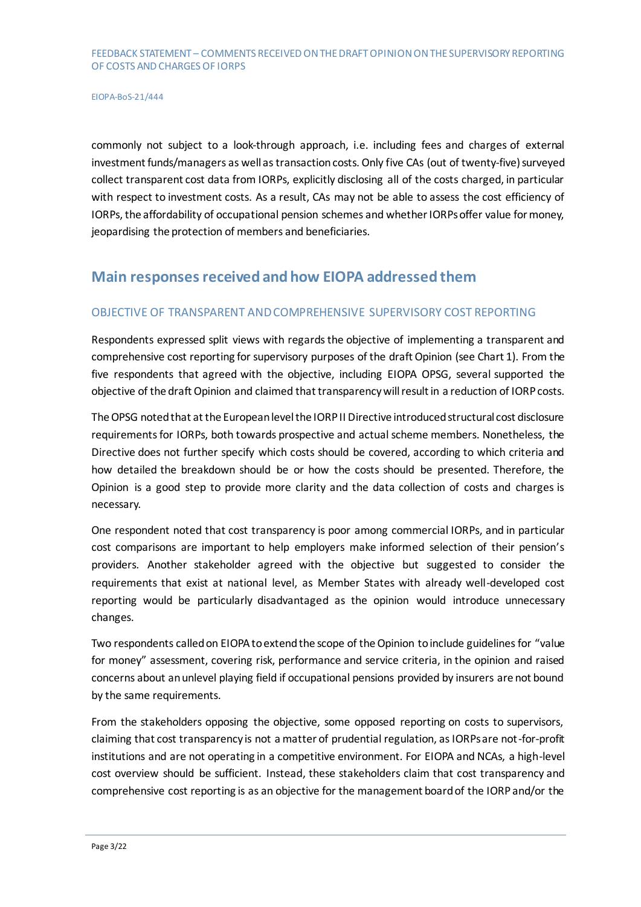commonly not subject to a look-through approach, i.e. including fees and charges of external investment funds/managers as well as transaction costs. Only five CAs (out of twenty-five) surveyed collect transparent cost data from IORPs, explicitly disclosing all of the costs charged, in particular with respect to investment costs. As a result, CAs may not be able to assess the cost efficiency of IORPs, the affordability of occupational pension schemes and whether IORPs offer value for money, jeopardising the protection of members and beneficiaries.

## Main responses received and how EIOPA addressed them

### OBJECTIVE OF TRANSPARENT AND COMPREHENSIVE SUPERVISORY COST REPORTING

Respondents expressed split views with regards the objective of implementing a transparent and comprehensive cost reporting for supervisory purposes of the draft Opinion (see Chart 1). From the five respondents that agreed with the objective, including EIOPA OPSG, several supported the objective of the draft Opinion and claimed that transparency will result in a reduction of IORP costs.

The OPSG noted that at the European level the IORP II Directive introduced structural cost disclosure requirements for IORPs, both towards prospective and actual scheme members. Nonetheless, the Directive does not further specify which costs should be covered, according to which criteria and how detailed the breakdown should be or how the costs should be presented. Therefore, the Opinion is a good step to provide more clarity and the data collection of costs and charges is necessary.

One respondent noted that cost transparency is poor among commercial IORPs, and in particular cost comparisons are important to help employers make informed selection of their pension's providers. Another stakeholder agreed with the objective but suggested to consider the requirements that exist at national level, as Member States with already well-developed cost reporting would be particularly disadvantaged as the opinion would introduce unnecessary changes.

Two respondents called on EIOPA to extend the scope of the Opinion to include guidelines for "value for money" assessment, covering risk, performance and service criteria, in the opinion and raised concerns about an unlevel playing field if occupational pensions provided by insurers are not bound by the same requirements.

From the stakeholders opposing the objective, some opposed reporting on costs to supervisors, claiming that cost transparency is not a matter of prudential regulation, as IORPs are not-for-profit institutions and are not operating in a competitive environment. For EIOPA and NCAs, a high-level cost overview should be sufficient. Instead, these stakeholders claim that cost transparency and comprehensive cost reporting is as an objective for the management board of the IORP and/or the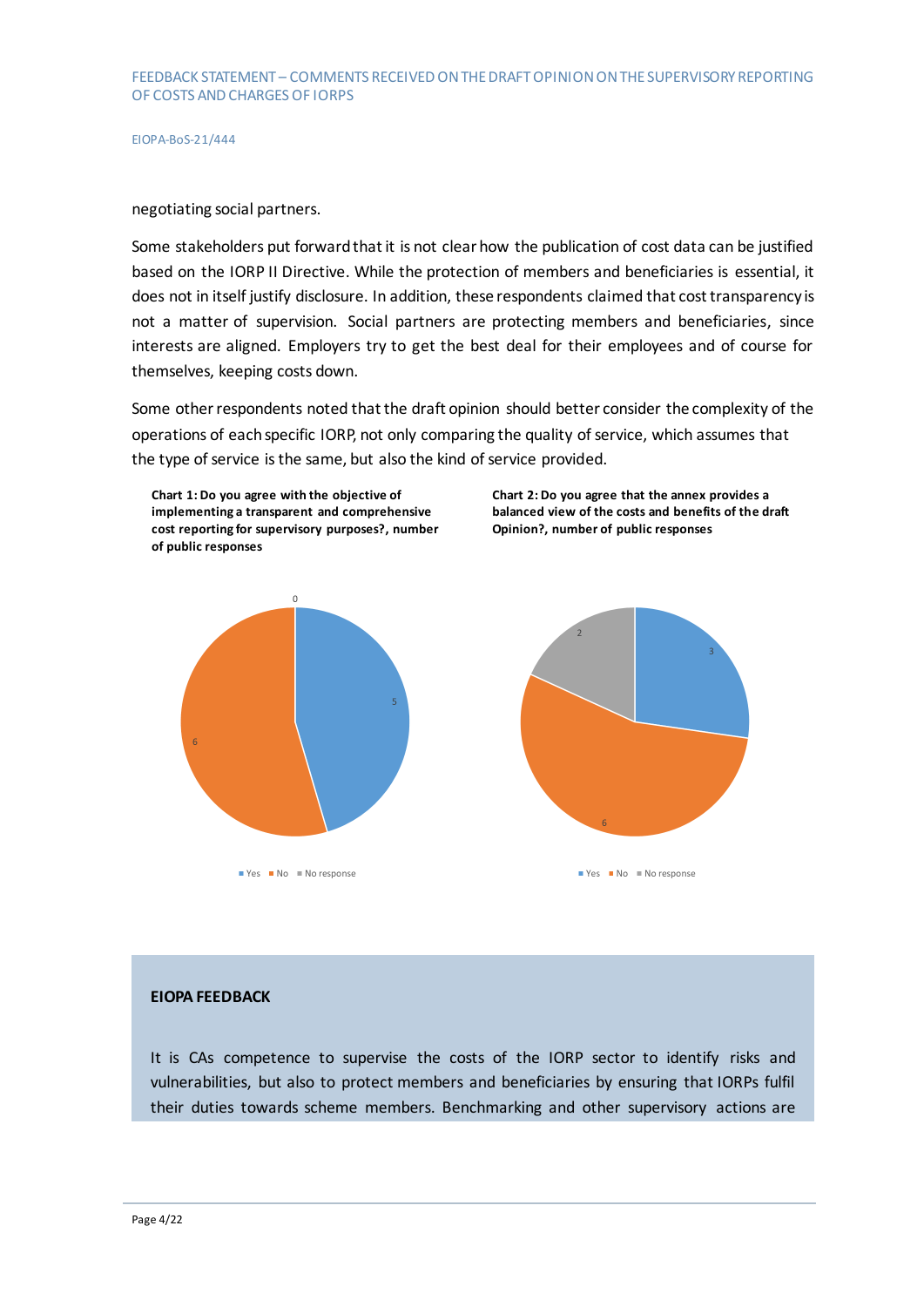negotiating social partners.

Some stakeholders put forward that it is not clear how the publication of cost data can be justified based on the IORP II Directive. While the protection of members and beneficiaries is essential, it does not in itself justify disclosure. In addition, these respondents claimed that cost transparency is not a matter of supervision. Social partners are protecting members and beneficiaries, since interests are aligned. Employers try to get the best deal for their employees and of course for themselves, keeping costs down.

Some other respondents noted that the draft opinion should better consider the complexity of the operations of each specific IORP, not only comparing the quality of service, which assumes that the type of service is the same, but also the kind of service provided.

**Chart 1: Do you agree with the objective of implementing a transparent and comprehensive cost reporting for supervisory purposes?, number of public responses**

| Yes | No | No response |
|---|---|---|
| 5 | 6 | 0 |

**Chart 2: Do you agree that the annex provides a balanced view of the costs and benefits of the draft Opinion?, number of public responses**

| Yes | No | No response |
|---|---|---|
| 3 | 6 | 2 |

**EIOPA FEEDBACK**

It is CAs competence to supervise the costs of the IORP sector to identify risks and vulnerabilities, but also to protect members and beneficiaries by ensuring that IORPs fulfil their duties towards scheme members. Benchmarking and other supervisory actions are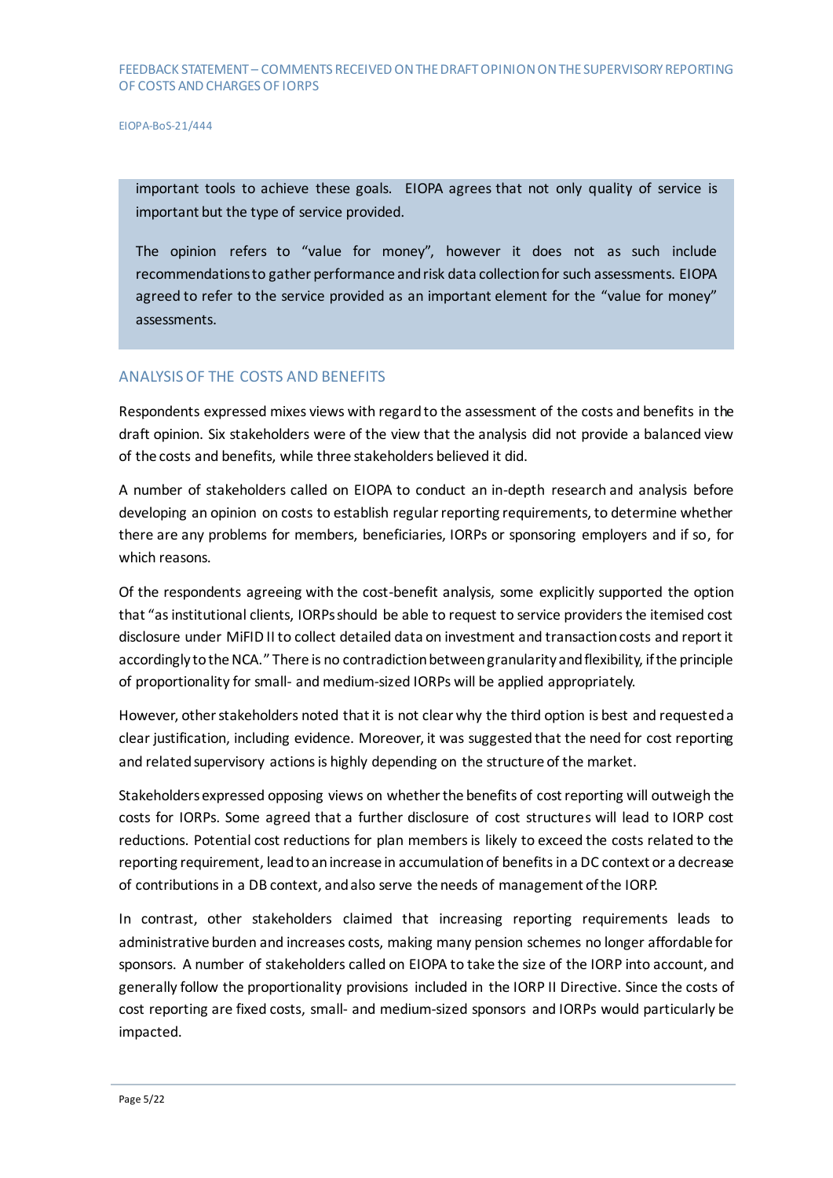important tools to achieve these goals. EIOPA agrees that not only quality of service is important but the type of service provided.

The opinion refers to "value for money", however it does not as such include recommendations to gather performance and risk data collection for such assessments. EIOPA agreed to refer to the service provided as an important element for the "value for money" assessments.

## ANALYSIS OF THE COSTS AND BENEFITS

Respondents expressed mixes views with regard to the assessment of the costs and benefits in the draft opinion. Six stakeholders were of the view that the analysis did not provide a balanced view of the costs and benefits, while three stakeholders believed it did.

A number of stakeholders called on EIOPA to conduct an in-depth research and analysis before developing an opinion on costs to establish regular reporting requirements, to determine whether there are any problems for members, beneficiaries, IORPs or sponsoring employers and if so, for which reasons.

Of the respondents agreeing with the cost-benefit analysis, some explicitly supported the option that "as institutional clients, IORPs should be able to request to service providers the itemised cost disclosure under MiFID II to collect detailed data on investment and transaction costs and report it accordingly to the NCA." There is no contradiction between granularity and flexibility, if the principle of proportionality for small- and medium-sized IORPs will be applied appropriately.

However, other stakeholders noted that it is not clear why the third option is best and requested a clear justification, including evidence. Moreover, it was suggested that the need for cost reporting and related supervisory actions is highly depending on the structure of the market.

Stakeholders expressed opposing views on whether the benefits of cost reporting will outweigh the costs for IORPs. Some agreed that a further disclosure of cost structures will lead to IORP cost reductions. Potential cost reductions for plan members is likely to exceed the costs related to the reporting requirement, lead to an increase in accumulation of benefits in a DC context or a decrease of contributions in a DB context, and also serve the needs of management of the IORP.

In contrast, other stakeholders claimed that increasing reporting requirements leads to administrative burden and increases costs, making many pension schemes no longer affordable for sponsors. A number of stakeholders called on EIOPA to take the size of the IORP into account, and generally follow the proportionality provisions included in the IORP II Directive. Since the costs of cost reporting are fixed costs, small- and medium-sized sponsors and IORPs would particularly be impacted.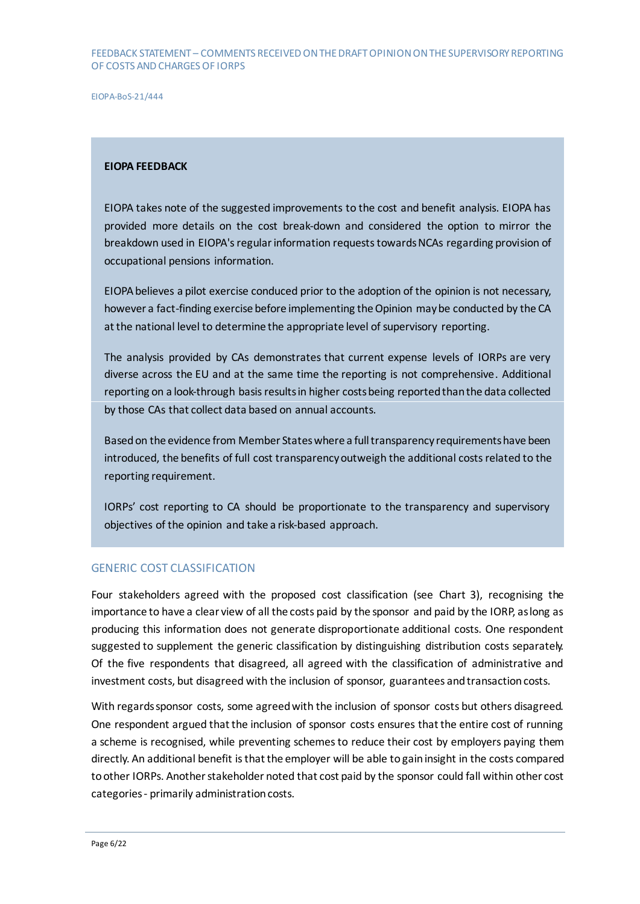**EIOPA FEEDBACK**

EIOPA takes note of the suggested improvements to the cost and benefit analysis. EIOPA has provided more details on the cost break-down and considered the option to mirror the breakdown used in EIOPA's regular information requests towards NCAs regarding provision of occupational pensions information.

EIOPA believes a pilot exercise conduced prior to the adoption of the opinion is not necessary, however a fact-finding exercise before implementing the Opinion may be conducted by the CA at the national level to determine the appropriate level of supervisory reporting.

The analysis provided by CAs demonstrates that current expense levels of IORPs are very diverse across the EU and at the same time the reporting is not comprehensive. Additional reporting on a look-through basis results in higher costs being reported than the data collected by those CAs that collect data based on annual accounts.

Based on the evidence from Member States where a full transparency requirements have been introduced, the benefits of full cost transparency outweigh the additional costs related to the reporting requirement.

IORPs' cost reporting to CA should be proportionate to the transparency and supervisory objectives of the opinion and take a risk-based approach.

## GENERIC COST CLASSIFICATION

Four stakeholders agreed with the proposed cost classification (see Chart 3), recognising the importance to have a clear view of all the costs paid by the sponsor and paid by the IORP, as long as producing this information does not generate disproportionate additional costs. One respondent suggested to supplement the generic classification by distinguishing distribution costs separately. Of the five respondents that disagreed, all agreed with the classification of administrative and investment costs, but disagreed with the inclusion of sponsor, guarantees and transaction costs.

With regards sponsor costs, some agreed with the inclusion of sponsor costs but others disagreed. One respondent argued that the inclusion of sponsor costs ensures that the entire cost of running a scheme is recognised, while preventing schemes to reduce their cost by employers paying them directly. An additional benefit is that the employer will be able to gain insight in the costs compared to other IORPs. Another stakeholder noted that cost paid by the sponsor could fall within other cost categories - primarily administration costs.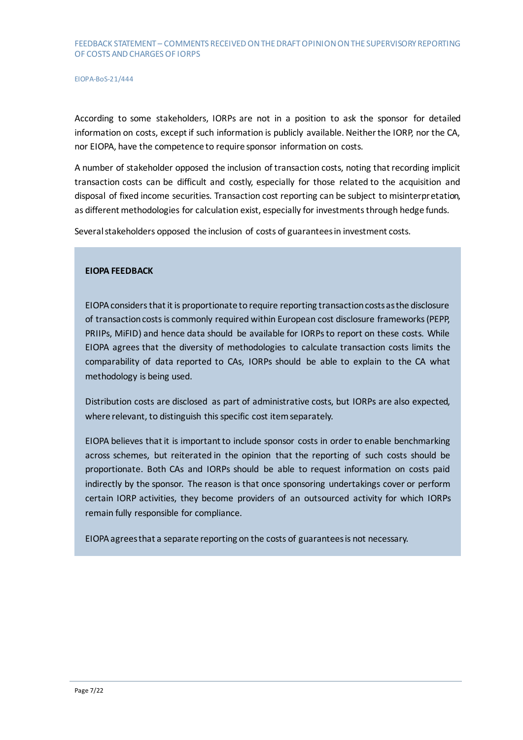According to some stakeholders, IORPs are not in a position to ask the sponsor for detailed information on costs, except if such information is publicly available. Neither the IORP, nor the CA, nor EIOPA, have the competence to require sponsor information on costs.

A number of stakeholder opposed the inclusion of transaction costs, noting that recording implicit transaction costs can be difficult and costly, especially for those related to the acquisition and disposal of fixed income securities. Transaction cost reporting can be subject to misinterpretation, as different methodologies for calculation exist, especially for investments through hedge funds.

Several stakeholders opposed the inclusion of costs of guarantees in investment costs.

**EIOPA FEEDBACK**

EIOPA considers that it is proportionate to require reporting transaction costs as the disclosure of transaction costs is commonly required within European cost disclosure frameworks (PEPP, PRIIPs, MiFID) and hence data should be available for IORPs to report on these costs. While EIOPA agrees that the diversity of methodologies to calculate transaction costs limits the comparability of data reported to CAs, IORPs should be able to explain to the CA what methodology is being used.

Distribution costs are disclosed as part of administrative costs, but IORPs are also expected, where relevant, to distinguish this specific cost item separately.

EIOPA believes that it is important to include sponsor costs in order to enable benchmarking across schemes, but reiterated in the opinion that the reporting of such costs should be proportionate. Both CAs and IORPs should be able to request information on costs paid indirectly by the sponsor. The reason is that once sponsoring undertakings cover or perform certain IORP activities, they become providers of an outsourced activity for which IORPs remain fully responsible for compliance.

EIOPA agrees that a separate reporting on the costs of guarantees is not necessary.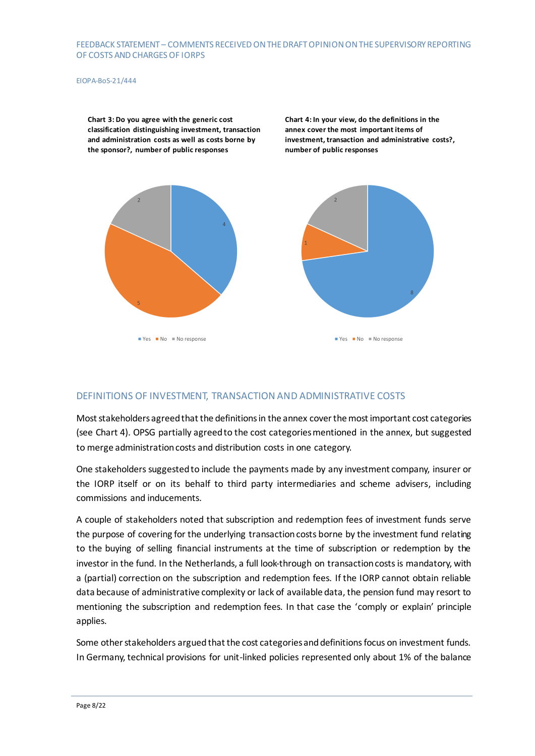**Chart 3: Do you agree with the generic cost classification distinguishing investment, transaction and administration costs as well as costs borne by the sponsor?, number of public responses**

| Response | Number |
| --- | --- |
| Yes | 4 |
| No | 5 |
| No response | 2 |

**Chart 4: In your view, do the definitions in the annex cover the most important items of investment, transaction and administrative costs?, number of public responses**

| Response | Number |
| --- | --- |
| Yes | 8 |
| No | 1 |
| No response | 2 |

## DEFINITIONS OF INVESTMENT, TRANSACTION AND ADMINISTRATIVE COSTS

Most stakeholders agreed that the definitions in the annex cover the most important cost categories (see Chart 4). OPSG partially agreed to the cost categories mentioned in the annex, but suggested to merge administration costs and distribution costs in one category.

One stakeholders suggested to include the payments made by any investment company, insurer or the IORP itself or on its behalf to third party intermediaries and scheme advisers, including commissions and inducements.

A couple of stakeholders noted that subscription and redemption fees of investment funds serve the purpose of covering for the underlying transaction costs borne by the investment fund relating to the buying of selling financial instruments at the time of subscription or redemption by the investor in the fund. In the Netherlands, a full look-through on transaction costs is mandatory, with a (partial) correction on the subscription and redemption fees. If the IORP cannot obtain reliable data because of administrative complexity or lack of available data, the pension fund may resort to mentioning the subscription and redemption fees. In that case the 'comply or explain' principle applies.

Some other stakeholders argued that the cost categories and definitions focus on investment funds. In Germany, technical provisions for unit-linked policies represented only about 1% of the balance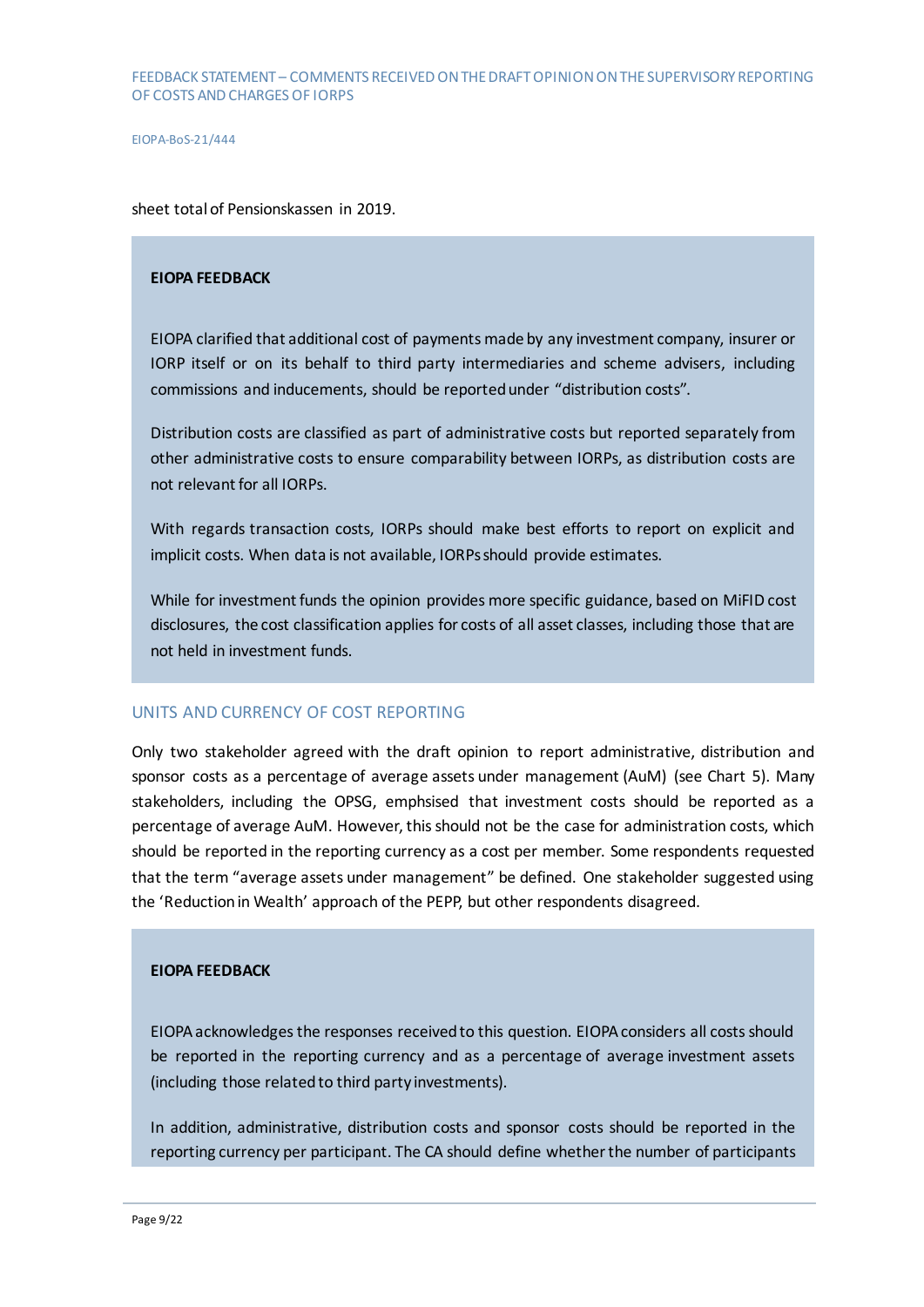sheet total of Pensionskassen in 2019.

**EIOPA FEEDBACK**

EIOPA clarified that additional cost of payments made by any investment company, insurer or IORP itself or on its behalf to third party intermediaries and scheme advisers, including commissions and inducements, should be reported under "distribution costs".

Distribution costs are classified as part of administrative costs but reported separately from other administrative costs to ensure comparability between IORPs, as distribution costs are not relevant for all IORPs.

With regards transaction costs, IORPs should make best efforts to report on explicit and implicit costs. When data is not available, IORPs should provide estimates.

While for investment funds the opinion provides more specific guidance, based on MiFID cost disclosures, the cost classification applies for costs of all asset classes, including those that are not held in investment funds.

## UNITS AND CURRENCY OF COST REPORTING

Only two stakeholder agreed with the draft opinion to report administrative, distribution and sponsor costs as a percentage of average assets under management (AuM) (see Chart 5). Many stakeholders, including the OPSG, emphsised that investment costs should be reported as a percentage of average AuM. However, this should not be the case for administration costs, which should be reported in the reporting currency as a cost per member. Some respondents requested that the term "average assets under management" be defined. One stakeholder suggested using the 'Reduction in Wealth' approach of the PEPP, but other respondents disagreed.

**EIOPA FEEDBACK**

EIOPA acknowledges the responses received to this question. EIOPA considers all costs should be reported in the reporting currency and as a percentage of average investment assets (including those related to third party investments).

In addition, administrative, distribution costs and sponsor costs should be reported in the reporting currency per participant. The CA should define whether the number of participants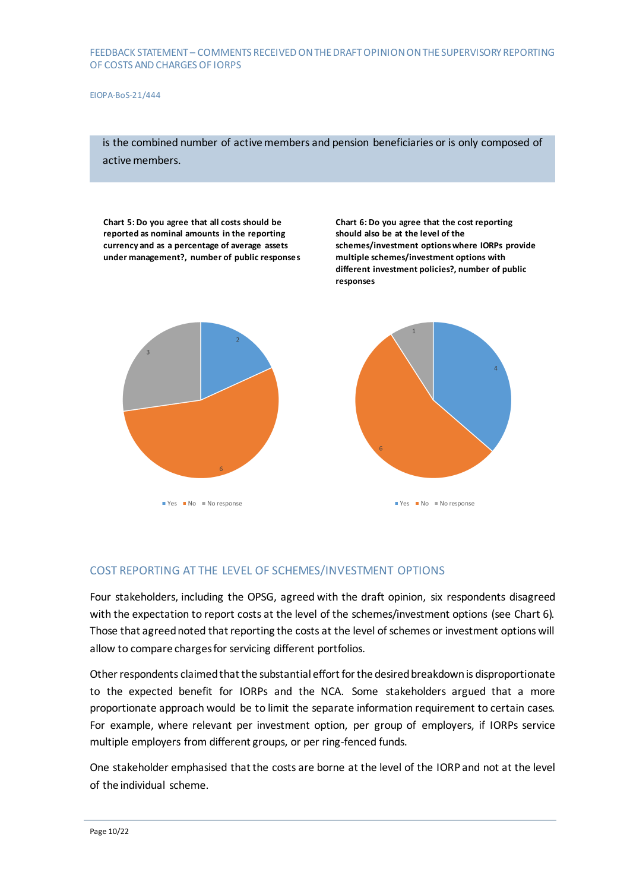is the combined number of active members and pension beneficiaries or is only composed of active members.

**Chart 5: Do you agree that all costs should be reported as nominal amounts in the reporting currency and as a percentage of average assets under management?, number of public responses**

| Yes | No | No response |
|---|---|---|
| 2 | 6 | 3 |

**Chart 6: Do you agree that the cost reporting should also be at the level of the schemes/investment options where IORPs provide multiple schemes/investment options with different investment policies?, number of public responses**

| Yes | No | No response |
|---|---|---|
| 4 | 6 | 1 |

## COST REPORTING AT THE LEVEL OF SCHEMES/INVESTMENT OPTIONS

Four stakeholders, including the OPSG, agreed with the draft opinion, six respondents disagreed with the expectation to report costs at the level of the schemes/investment options (see Chart 6). Those that agreed noted that reporting the costs at the level of schemes or investment options will allow to compare charges for servicing different portfolios.

Other respondents claimed that the substantial effort for the desired breakdown is disproportionate to the expected benefit for IORPs and the NCA. Some stakeholders argued that a more proportionate approach would be to limit the separate information requirement to certain cases. For example, where relevant per investment option, per group of employers, if IORPs service multiple employers from different groups, or per ring-fenced funds.

One stakeholder emphasised that the costs are borne at the level of the IORP and not at the level of the individual scheme.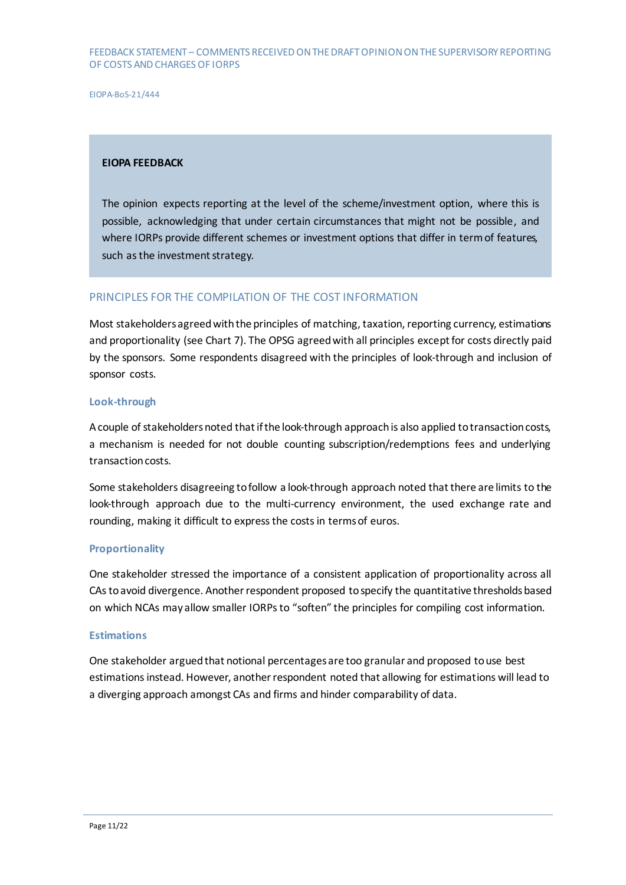**EIOPA FEEDBACK**

The opinion expects reporting at the level of the scheme/investment option, where this is possible, acknowledging that under certain circumstances that might not be possible, and where IORPs provide different schemes or investment options that differ in term of features, such as the investment strategy.

## PRINCIPLES FOR THE COMPILATION OF THE COST INFORMATION

Most stakeholders agreed with the principles of matching, taxation, reporting currency, estimations and proportionality (see Chart 7). The OPSG agreed with all principles except for costs directly paid by the sponsors. Some respondents disagreed with the principles of look-through and inclusion of sponsor costs.

### Look-through

A couple of stakeholders noted that if the look-through approach is also applied to transaction costs, a mechanism is needed for not double counting subscription/redemptions fees and underlying transaction costs.

Some stakeholders disagreeing to follow a look-through approach noted that there are limits to the look-through approach due to the multi-currency environment, the used exchange rate and rounding, making it difficult to express the costs in terms of euros.

### Proportionality

One stakeholder stressed the importance of a consistent application of proportionality across all CAs to avoid divergence. Another respondent proposed to specify the quantitative thresholds based on which NCAs may allow smaller IORPs to "soften" the principles for compiling cost information.

### Estimations

One stakeholder argued that notional percentages are too granular and proposed to use best estimations instead. However, another respondent noted that allowing for estimations will lead to a diverging approach amongst CAs and firms and hinder comparability of data.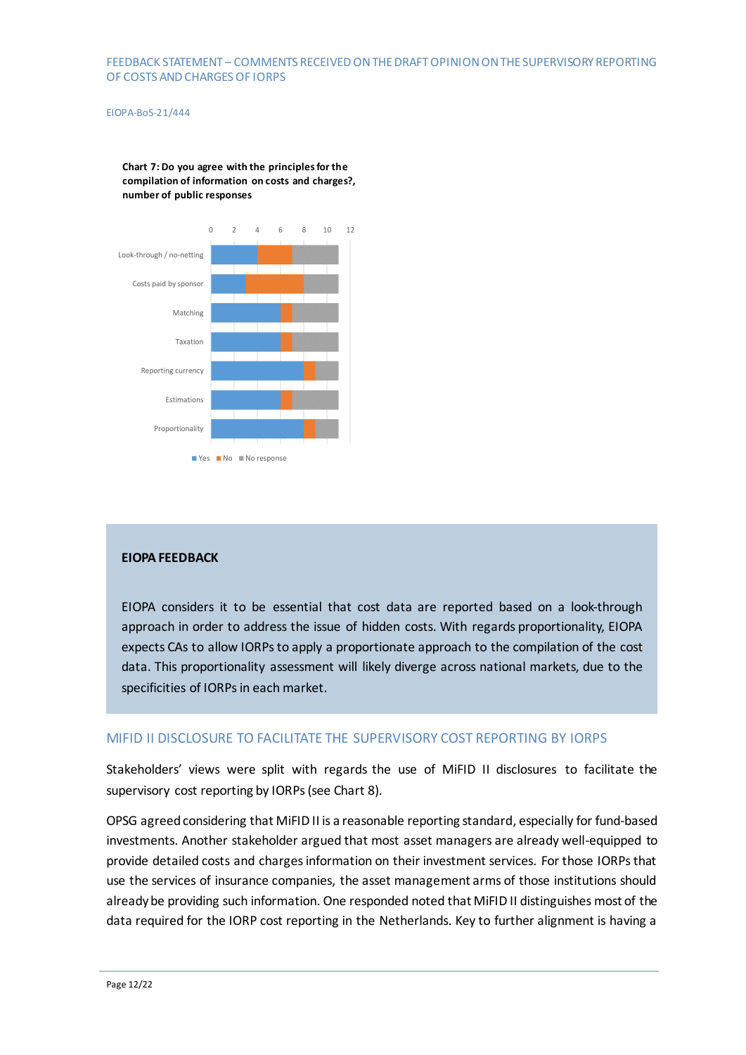**Chart 7: Do you agree with the principles for the compilation of information on costs and charges?, number of public responses**

| | Yes | No | No response |
|---|---|---|---|
| Look-through / no-netting | 4 | 3 | 4 |
| Costs paid by sponsor | 3 | 5 | 3 |
| Matching | 6 | 1 | 4 |
| Taxation | 6 | 1 | 4 |
| Reporting currency | 8 | 1 | 2 |
| Estimations | 6 | 1 | 4 |
| Proportionality | 8 | 1 | 2 |

**EIOPA FEEDBACK**

EIOPA considers it to be essential that cost data are reported based on a look-through approach in order to address the issue of hidden costs. With regards proportionality, EIOPA expects CAs to allow IORPs to apply a proportionate approach to the compilation of the cost data. This proportionality assessment will likely diverge across national markets, due to the specificities of IORPs in each market.

## MIFID II DISCLOSURE TO FACILITATE THE SUPERVISORY COST REPORTING BY IORPS

Stakeholders' views were split with regards the use of MiFID II disclosures to facilitate the supervisory cost reporting by IORPs (see Chart 8).

OPSG agreed considering that MiFID II is a reasonable reporting standard, especially for fund-based investments. Another stakeholder argued that most asset managers are already well-equipped to provide detailed costs and charges information on their investment services. For those IORPs that use the services of insurance companies, the asset management arms of those institutions should already be providing such information. One responded noted that MiFID II distinguishes most of the data required for the IORP cost reporting in the Netherlands. Key to further alignment is having a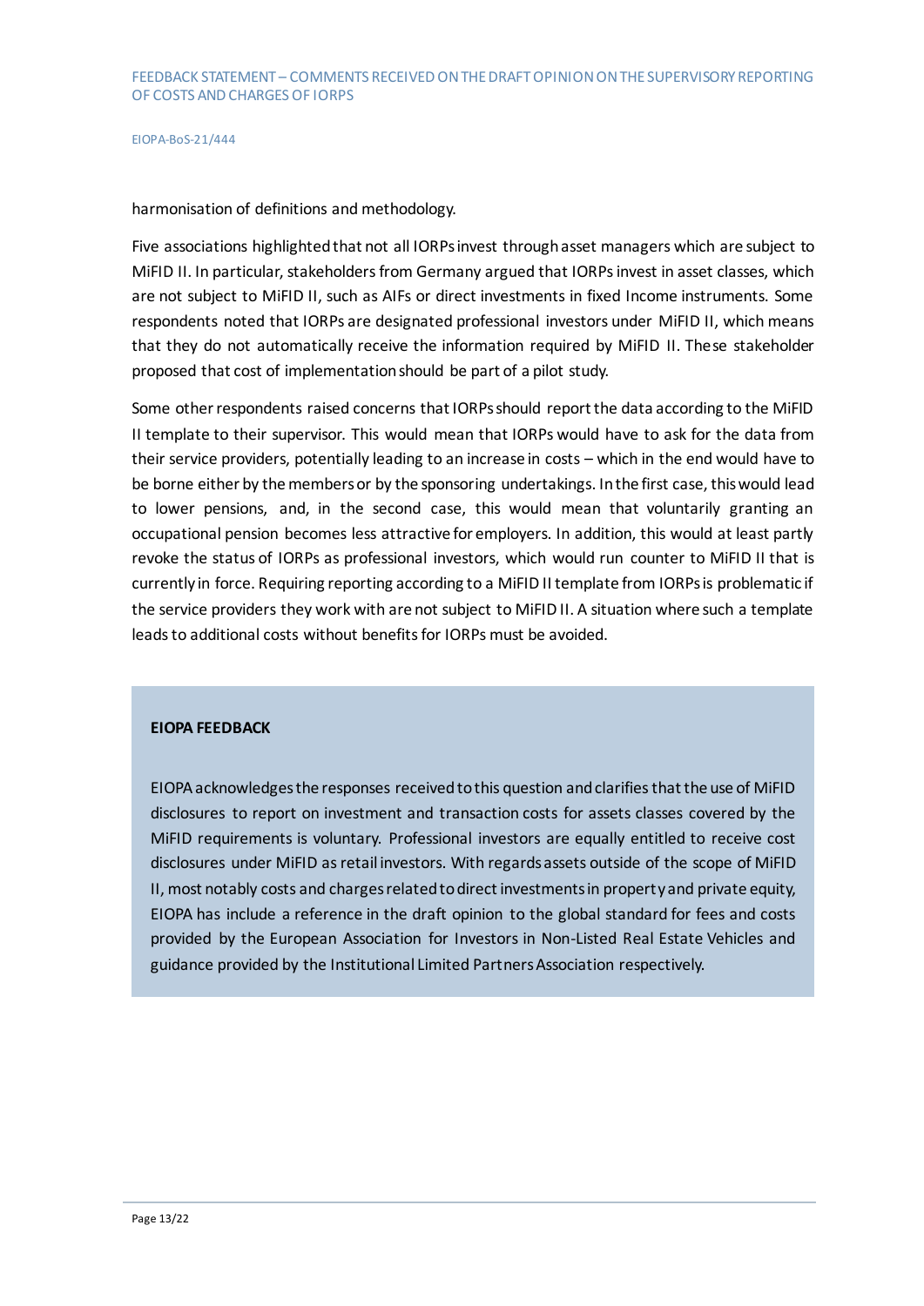harmonisation of definitions and methodology.

Five associations highlighted that not all IORPs invest through asset managers which are subject to MiFID II. In particular, stakeholders from Germany argued that IORPs invest in asset classes, which are not subject to MiFID II, such as AIFs or direct investments in fixed Income instruments. Some respondents noted that IORPs are designated professional investors under MiFID II, which means that they do not automatically receive the information required by MiFID II. These stakeholder proposed that cost of implementation should be part of a pilot study.

Some other respondents raised concerns that IORPs should report the data according to the MiFID II template to their supervisor. This would mean that IORPs would have to ask for the data from their service providers, potentially leading to an increase in costs – which in the end would have to be borne either by the members or by the sponsoring undertakings. In the first case, this would lead to lower pensions, and, in the second case, this would mean that voluntarily granting an occupational pension becomes less attractive for employers. In addition, this would at least partly revoke the status of IORPs as professional investors, which would run counter to MiFID II that is currently in force. Requiring reporting according to a MiFID II template from IORPs is problematic if the service providers they work with are not subject to MiFID II. A situation where such a template leads to additional costs without benefits for IORPs must be avoided.

**EIOPA FEEDBACK**

EIOPA acknowledges the responses received to this question and clarifies that the use of MiFID disclosures to report on investment and transaction costs for assets classes covered by the MiFID requirements is voluntary. Professional investors are equally entitled to receive cost disclosures under MiFID as retail investors. With regards assets outside of the scope of MiFID II, most notably costs and charges related to direct investments in property and private equity, EIOPA has include a reference in the draft opinion to the global standard for fees and costs provided by the European Association for Investors in Non-Listed Real Estate Vehicles and guidance provided by the Institutional Limited Partners Association respectively.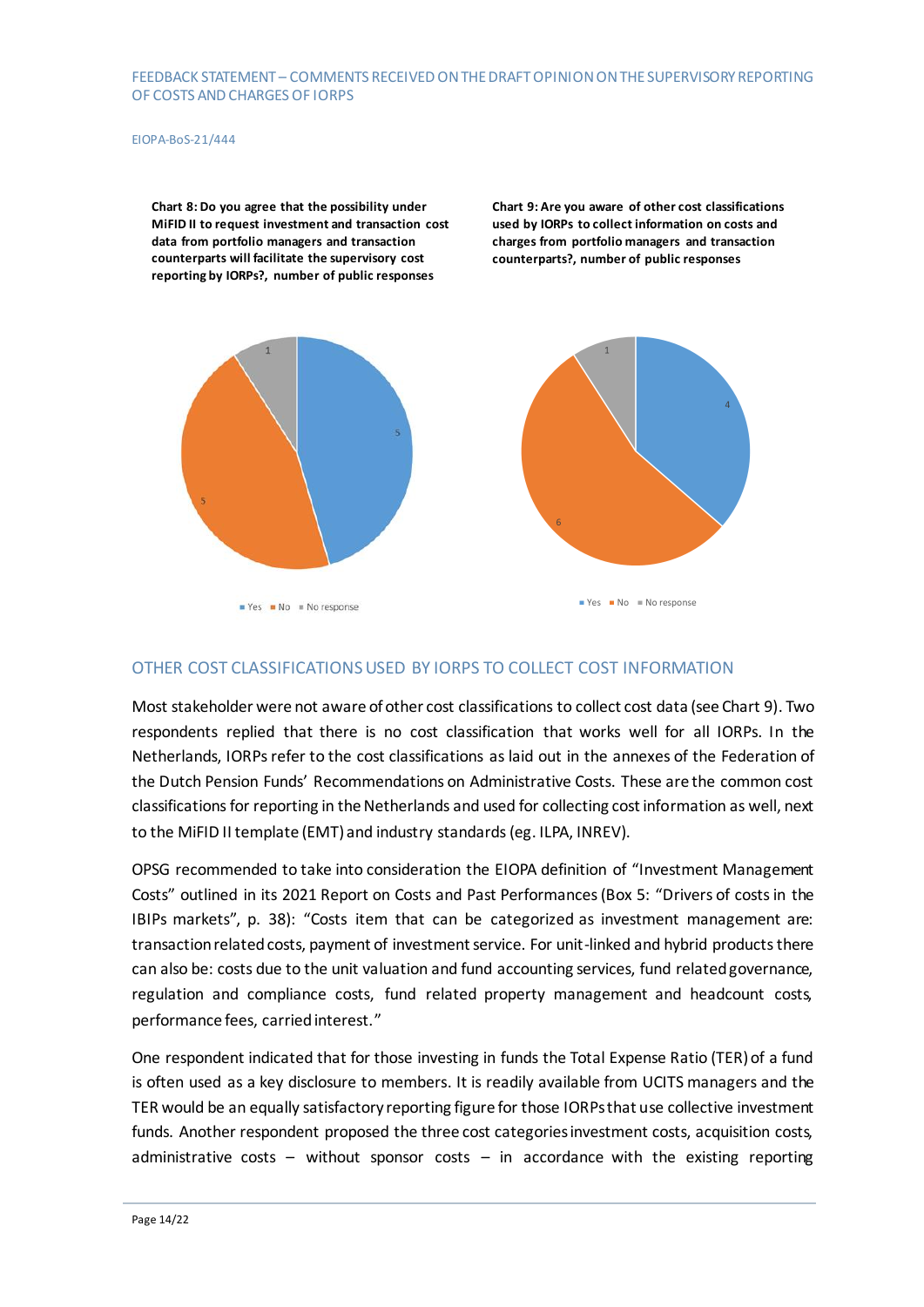**Chart 8: Do you agree that the possibility under MiFID II to request investment and transaction cost data from portfolio managers and transaction counterparts will facilitate the supervisory cost reporting by IORPs?, number of public responses**

| Response | Number |
| --- | --- |
| Yes | 5 |
| No | 5 |
| No response | 1 |

**Chart 9: Are you aware of other cost classifications used by IORPs to collect information on costs and charges from portfolio managers and transaction counterparts?, number of public responses**

| Response | Number |
| --- | --- |
| Yes | 4 |
| No | 6 |
| No response | 1 |

## OTHER COST CLASSIFICATIONS USED BY IORPS TO COLLECT COST INFORMATION

Most stakeholder were not aware of other cost classifications to collect cost data (see Chart 9). Two respondents replied that there is no cost classification that works well for all IORPs. In the Netherlands, IORPs refer to the cost classifications as laid out in the annexes of the Federation of the Dutch Pension Funds' Recommendations on Administrative Costs. These are the common cost classifications for reporting in the Netherlands and used for collecting cost information as well, next to the MiFID II template (EMT) and industry standards (eg. ILPA, INREV).

OPSG recommended to take into consideration the EIOPA definition of "Investment Management Costs" outlined in its 2021 Report on Costs and Past Performances (Box 5: "Drivers of costs in the IBIPs markets", p. 38): "Costs item that can be categorized as investment management are: transaction related costs, payment of investment service. For unit-linked and hybrid products there can also be: costs due to the unit valuation and fund accounting services, fund related governance, regulation and compliance costs, fund related property management and headcount costs, performance fees, carried interest."

One respondent indicated that for those investing in funds the Total Expense Ratio (TER) of a fund is often used as a key disclosure to members. It is readily available from UCITS managers and the TER would be an equally satisfactory reporting figure for those IORPs that use collective investment funds. Another respondent proposed the three cost categories investment costs, acquisition costs, administrative costs – without sponsor costs – in accordance with the existing reporting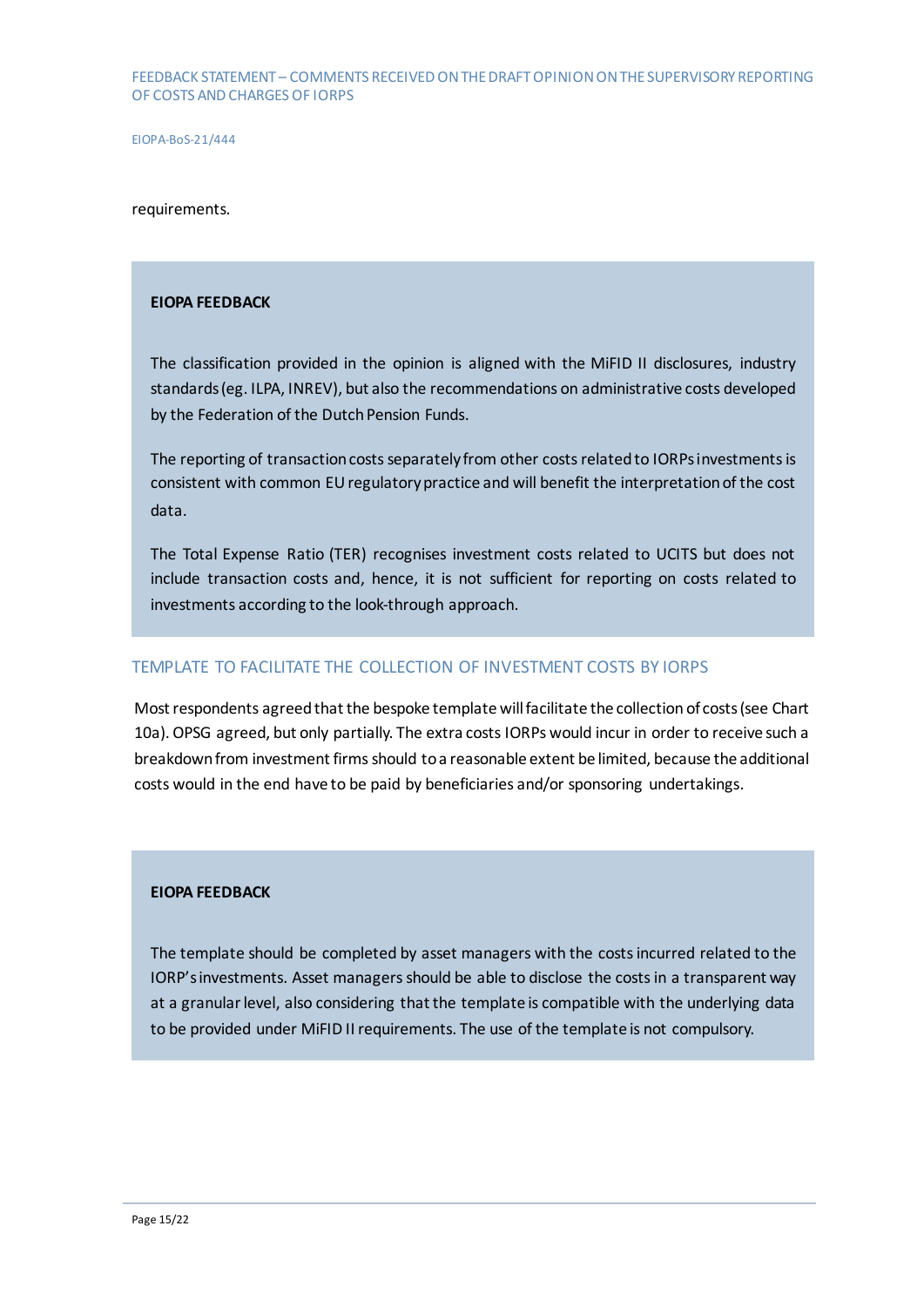requirements.

**EIOPA FEEDBACK**

The classification provided in the opinion is aligned with the MiFID II disclosures, industry standards (eg. ILPA, INREV), but also the recommendations on administrative costs developed by the Federation of the Dutch Pension Funds.

The reporting of transaction costs separately from other costs related to IORPs investments is consistent with common EU regulatory practice and will benefit the interpretation of the cost data.

The Total Expense Ratio (TER) recognises investment costs related to UCITS but does not include transaction costs and, hence, it is not sufficient for reporting on costs related to investments according to the look-through approach.

## TEMPLATE TO FACILITATE THE COLLECTION OF INVESTMENT COSTS BY IORPS

Most respondents agreed that the bespoke template will facilitate the collection of costs (see Chart 10a). OPSG agreed, but only partially. The extra costs IORPs would incur in order to receive such a breakdown from investment firms should to a reasonable extent be limited, because the additional costs would in the end have to be paid by beneficiaries and/or sponsoring undertakings.

**EIOPA FEEDBACK**

The template should be completed by asset managers with the costs incurred related to the IORP's investments. Asset managers should be able to disclose the costs in a transparent way at a granular level, also considering that the template is compatible with the underlying data to be provided under MiFID II requirements. The use of the template is not compulsory.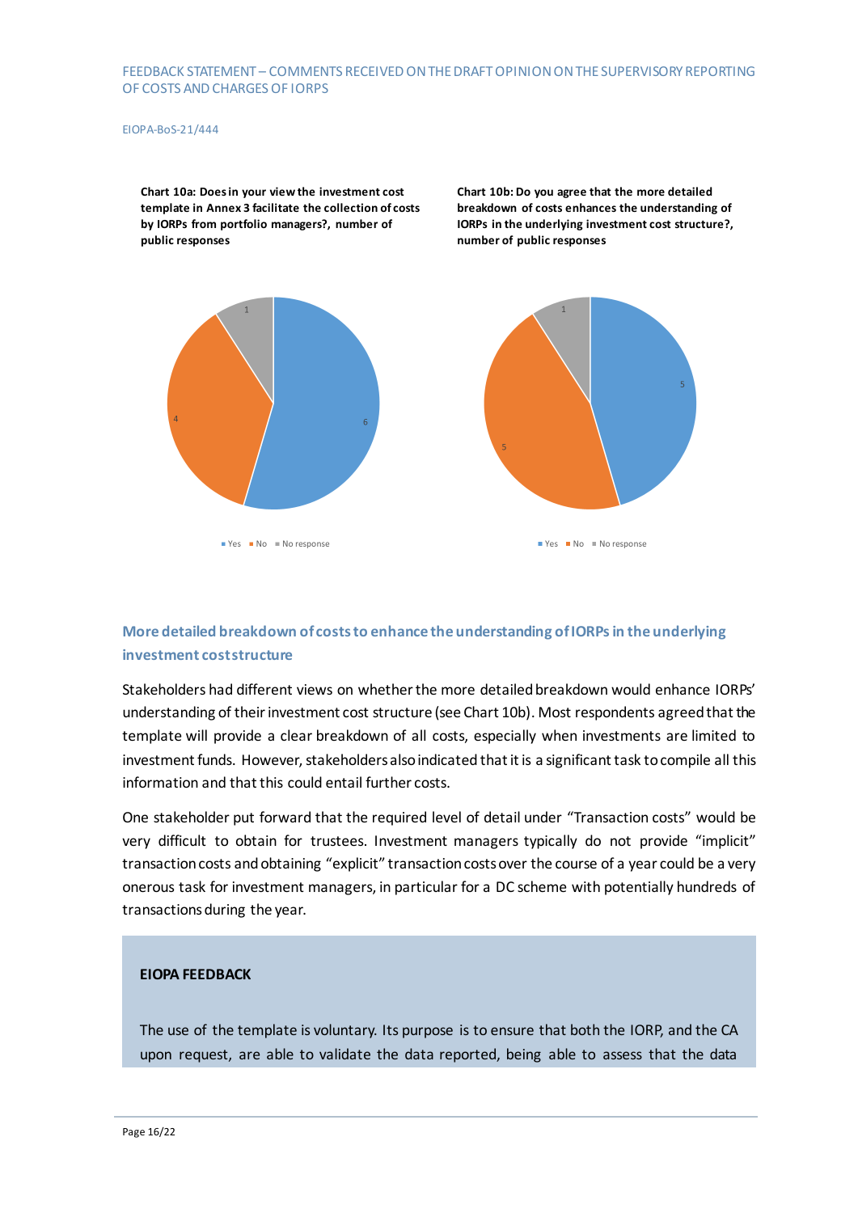**Chart 10a: Does in your view the investment cost template in Annex 3 facilitate the collection of costs by IORPs from portfolio managers?, number of public responses**

| Response | Number |
|---|---|
| Yes | 6 |
| No | 4 |
| No response | 1 |

**Chart 10b: Do you agree that the more detailed breakdown of costs enhances the understanding of IORPs in the underlying investment cost structure?, number of public responses**

| Response | Number |
|---|---|
| Yes | 5 |
| No | 5 |
| No response | 1 |

## More detailed breakdown of costs to enhance the understanding of IORPs in the underlying investment cost structure

Stakeholders had different views on whether the more detailed breakdown would enhance IORPs' understanding of their investment cost structure (see Chart 10b). Most respondents agreed that the template will provide a clear breakdown of all costs, especially when investments are limited to investment funds. However, stakeholders also indicated that it is a significant task to compile all this information and that this could entail further costs.

One stakeholder put forward that the required level of detail under "Transaction costs" would be very difficult to obtain for trustees. Investment managers typically do not provide "implicit" transaction costs and obtaining "explicit" transaction costs over the course of a year could be a very onerous task for investment managers, in particular for a DC scheme with potentially hundreds of transactions during the year.

**EIOPA FEEDBACK**

The use of the template is voluntary. Its purpose is to ensure that both the IORP, and the CA upon request, are able to validate the data reported, being able to assess that the data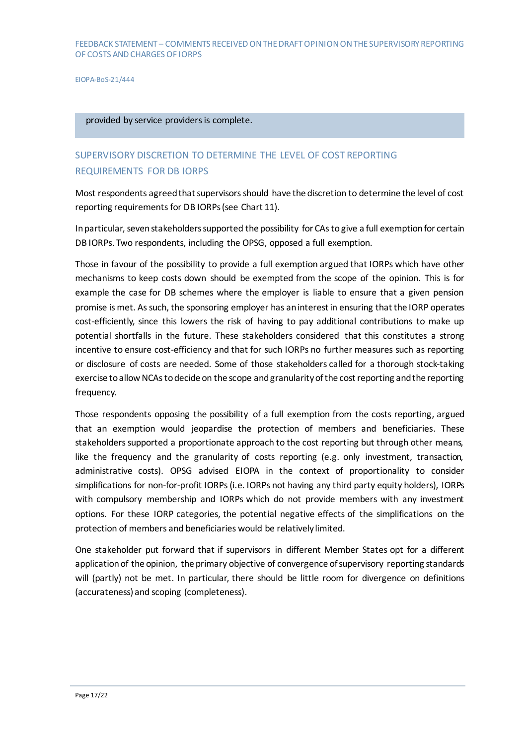provided by service providers is complete.

## SUPERVISORY DISCRETION TO DETERMINE THE LEVEL OF COST REPORTING REQUIREMENTS FOR DB IORPS

Most respondents agreed that supervisors should have the discretion to determine the level of cost reporting requirements for DB IORPs (see Chart 11).

In particular, seven stakeholders supported the possibility for CAs to give a full exemption for certain DB IORPs. Two respondents, including the OPSG, opposed a full exemption.

Those in favour of the possibility to provide a full exemption argued that IORPs which have other mechanisms to keep costs down should be exempted from the scope of the opinion. This is for example the case for DB schemes where the employer is liable to ensure that a given pension promise is met. As such, the sponsoring employer has an interest in ensuring that the IORP operates cost-efficiently, since this lowers the risk of having to pay additional contributions to make up potential shortfalls in the future. These stakeholders considered that this constitutes a strong incentive to ensure cost-efficiency and that for such IORPs no further measures such as reporting or disclosure of costs are needed. Some of those stakeholders called for a thorough stock-taking exercise to allow NCAs to decide on the scope and granularity of the cost reporting and the reporting frequency.

Those respondents opposing the possibility of a full exemption from the costs reporting, argued that an exemption would jeopardise the protection of members and beneficiaries. These stakeholders supported a proportionate approach to the cost reporting but through other means, like the frequency and the granularity of costs reporting (e.g. only investment, transaction, administrative costs). OPSG advised EIOPA in the context of proportionality to consider simplifications for non-for-profit IORPs (i.e. IORPs not having any third party equity holders), IORPs with compulsory membership and IORPs which do not provide members with any investment options. For these IORP categories, the potential negative effects of the simplifications on the protection of members and beneficiaries would be relatively limited.

One stakeholder put forward that if supervisors in different Member States opt for a different application of the opinion, the primary objective of convergence of supervisory reporting standards will (partly) not be met. In particular, there should be little room for divergence on definitions (accurateness) and scoping (completeness).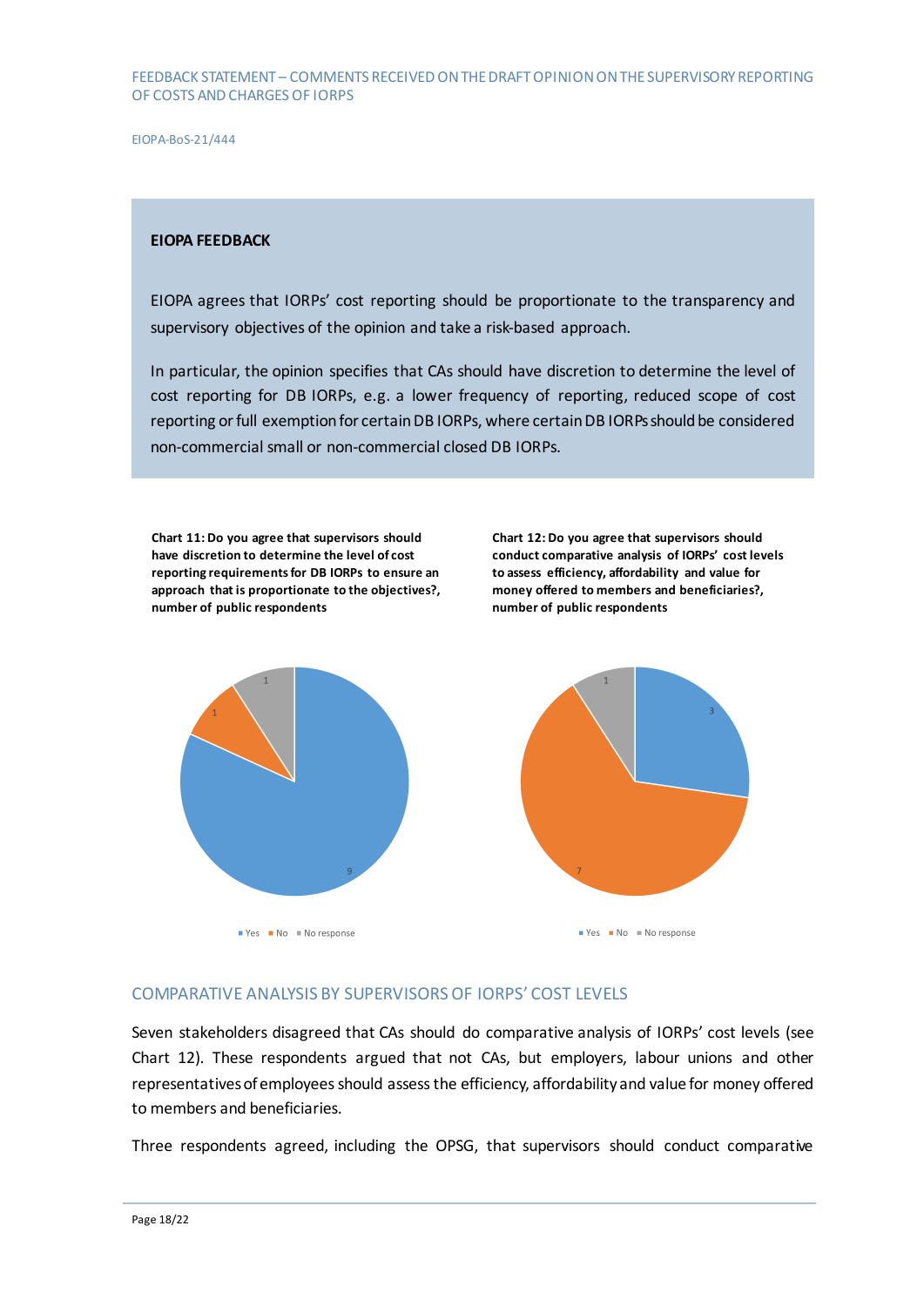**EIOPA FEEDBACK**

EIOPA agrees that IORPs' cost reporting should be proportionate to the transparency and supervisory objectives of the opinion and take a risk-based approach.

In particular, the opinion specifies that CAs should have discretion to determine the level of cost reporting for DB IORPs, e.g. a lower frequency of reporting, reduced scope of cost reporting or full exemption for certain DB IORPs, where certain DB IORPs should be considered non-commercial small or non-commercial closed DB IORPs.

**Chart 11: Do you agree that supervisors should have discretion to determine the level of cost reporting requirements for DB IORPs to ensure an approach that is proportionate to the objectives?, number of public respondents**

| Response | Number |
|---|---|
| Yes | 9 |
| No | 1 |
| No response | 1 |

**Chart 12: Do you agree that supervisors should conduct comparative analysis of IORPs' cost levels to assess efficiency, affordability and value for money offered to members and beneficiaries?, number of public respondents**

| Response | Number |
|---|---|
| Yes | 3 |
| No | 7 |
| No response | 1 |

## COMPARATIVE ANALYSIS BY SUPERVISORS OF IORPS' COST LEVELS

Seven stakeholders disagreed that CAs should do comparative analysis of IORPs' cost levels (see Chart 12). These respondents argued that not CAs, but employers, labour unions and other representatives of employees should assess the efficiency, affordability and value for money offered to members and beneficiaries.

Three respondents agreed, including the OPSG, that supervisors should conduct comparative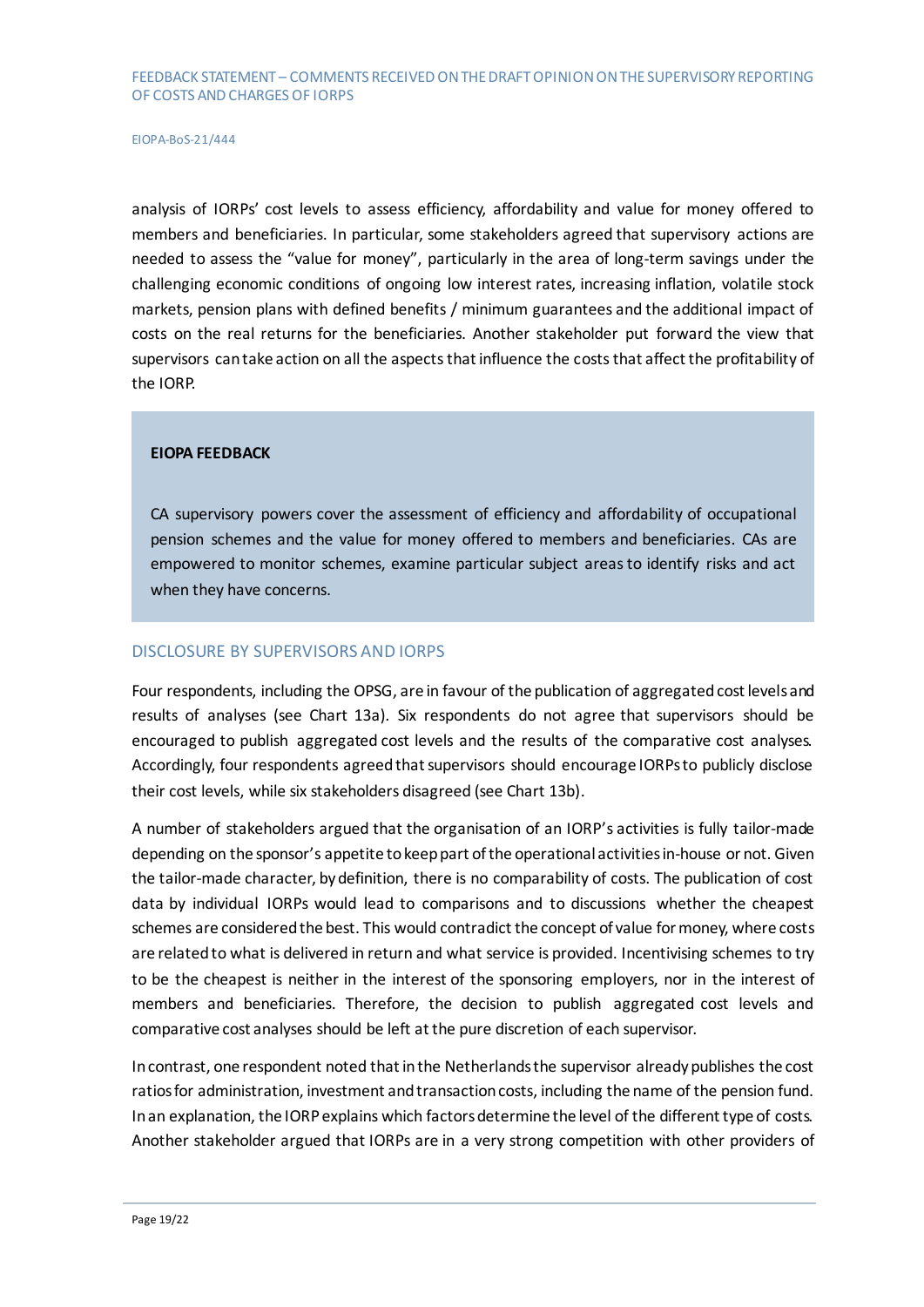analysis of IORPs' cost levels to assess efficiency, affordability and value for money offered to members and beneficiaries. In particular, some stakeholders agreed that supervisory actions are needed to assess the "value for money", particularly in the area of long-term savings under the challenging economic conditions of ongoing low interest rates, increasing inflation, volatile stock markets, pension plans with defined benefits / minimum guarantees and the additional impact of costs on the real returns for the beneficiaries. Another stakeholder put forward the view that supervisors can take action on all the aspects that influence the costs that affect the profitability of the IORP.

**EIOPA FEEDBACK**

CA supervisory powers cover the assessment of efficiency and affordability of occupational pension schemes and the value for money offered to members and beneficiaries. CAs are empowered to monitor schemes, examine particular subject areas to identify risks and act when they have concerns.

## DISCLOSURE BY SUPERVISORS AND IORPS

Four respondents, including the OPSG, are in favour of the publication of aggregated cost levels and results of analyses (see Chart 13a). Six respondents do not agree that supervisors should be encouraged to publish aggregated cost levels and the results of the comparative cost analyses. Accordingly, four respondents agreed that supervisors should encourage IORPs to publicly disclose their cost levels, while six stakeholders disagreed (see Chart 13b).

A number of stakeholders argued that the organisation of an IORP's activities is fully tailor-made depending on the sponsor's appetite to keep part of the operational activities in-house or not. Given the tailor-made character, by definition, there is no comparability of costs. The publication of cost data by individual IORPs would lead to comparisons and to discussions whether the cheapest schemes are considered the best. This would contradict the concept of value for money, where costs are related to what is delivered in return and what service is provided. Incentivising schemes to try to be the cheapest is neither in the interest of the sponsoring employers, nor in the interest of members and beneficiaries. Therefore, the decision to publish aggregated cost levels and comparative cost analyses should be left at the pure discretion of each supervisor.

In contrast, one respondent noted that in the Netherlands the supervisor already publishes the cost ratios for administration, investment and transaction costs, including the name of the pension fund. In an explanation, the IORP explains which factors determine the level of the different type of costs. Another stakeholder argued that IORPs are in a very strong competition with other providers of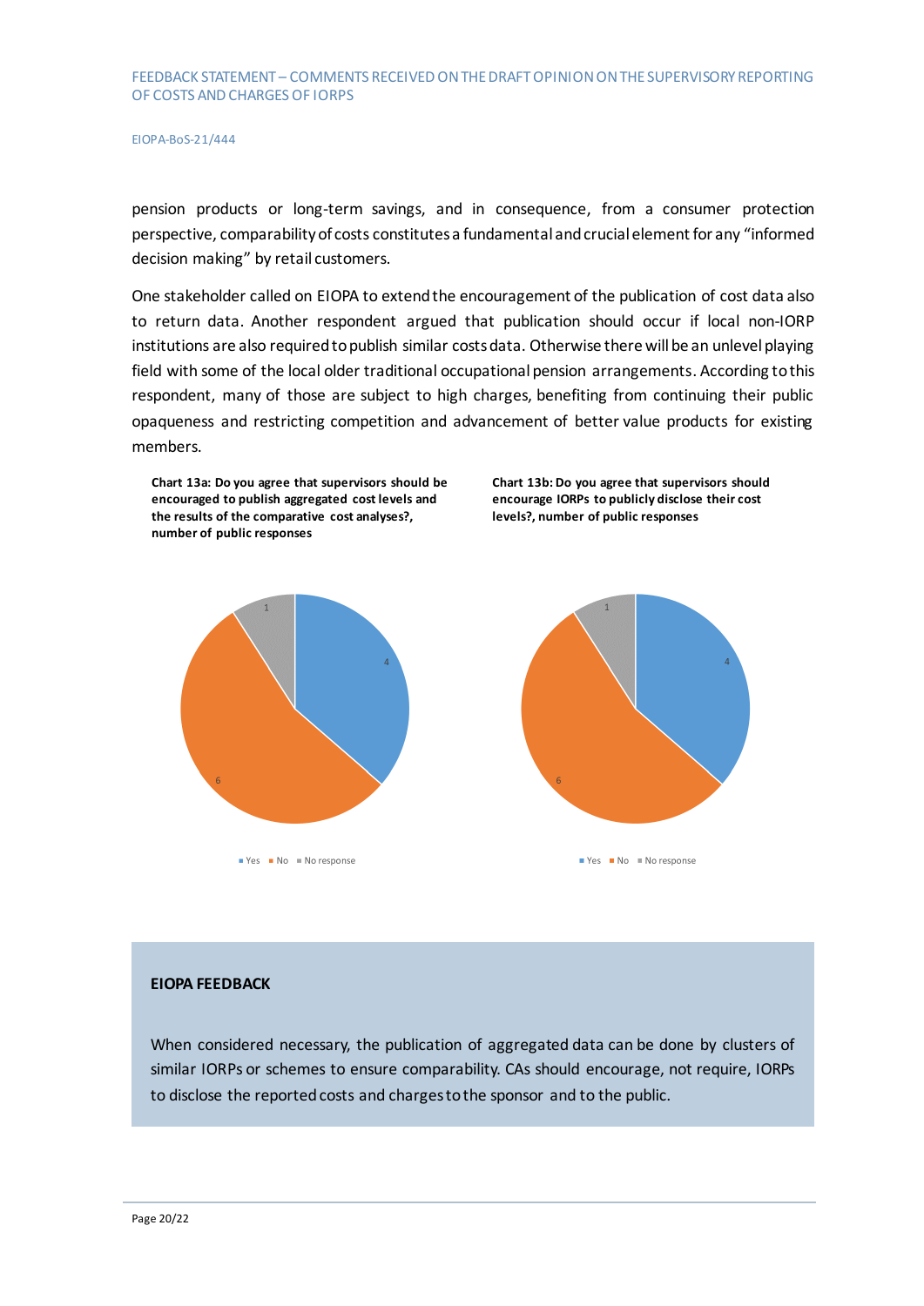pension products or long-term savings, and in consequence, from a consumer protection perspective, comparability of costs constitutes a fundamental and crucial element for any "informed decision making" by retail customers.

One stakeholder called on EIOPA to extend the encouragement of the publication of cost data also to return data. Another respondent argued that publication should occur if local non-IORP institutions are also required to publish similar costs data. Otherwise there will be an unlevel playing field with some of the local older traditional occupational pension arrangements. According to this respondent, many of those are subject to high charges, benefiting from continuing their public opaqueness and restricting competition and advancement of better value products for existing members.

**Chart 13a: Do you agree that supervisors should be encouraged to publish aggregated cost levels and the results of the comparative cost analyses?, number of public responses**

| Response | Number |
|---|---|
| Yes | 4 |
| No | 6 |
| No response | 1 |

**Chart 13b: Do you agree that supervisors should encourage IORPs to publicly disclose their cost levels?, number of public responses**

| Response | Number |
|---|---|
| Yes | 4 |
| No | 6 |
| No response | 1 |

**EIOPA FEEDBACK**

When considered necessary, the publication of aggregated data can be done by clusters of similar IORPs or schemes to ensure comparability. CAs should encourage, not require, IORPs to disclose the reported costs and charges to the sponsor and to the public.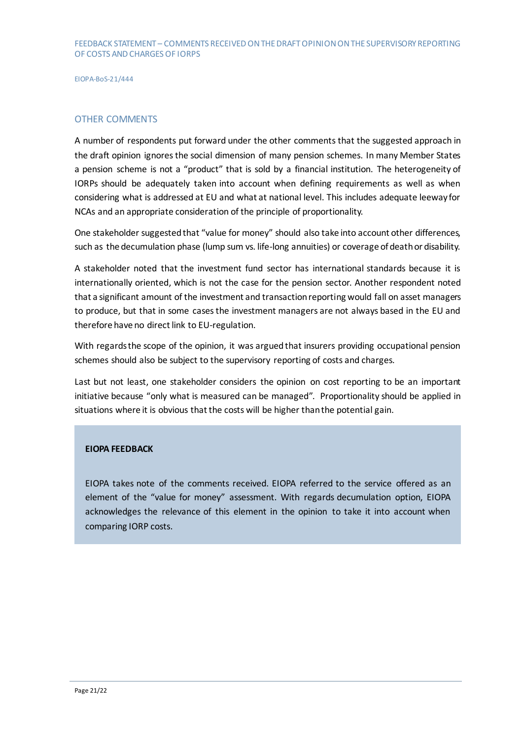## OTHER COMMENTS

A number of respondents put forward under the other comments that the suggested approach in the draft opinion ignores the social dimension of many pension schemes. In many Member States a pension scheme is not a "product" that is sold by a financial institution. The heterogeneity of IORPs should be adequately taken into account when defining requirements as well as when considering what is addressed at EU and what at national level. This includes adequate leeway for NCAs and an appropriate consideration of the principle of proportionality.

One stakeholder suggested that "value for money" should also take into account other differences, such as the decumulation phase (lump sum vs. life-long annuities) or coverage of death or disability.

A stakeholder noted that the investment fund sector has international standards because it is internationally oriented, which is not the case for the pension sector. Another respondent noted that a significant amount of the investment and transaction reporting would fall on asset managers to produce, but that in some cases the investment managers are not always based in the EU and therefore have no direct link to EU-regulation.

With regards the scope of the opinion, it was argued that insurers providing occupational pension schemes should also be subject to the supervisory reporting of costs and charges.

Last but not least, one stakeholder considers the opinion on cost reporting to be an important initiative because "only what is measured can be managed". Proportionality should be applied in situations where it is obvious that the costs will be higher than the potential gain.

**EIOPA FEEDBACK**

EIOPA takes note of the comments received. EIOPA referred to the service offered as an element of the "value for money" assessment. With regards decumulation option, EIOPA acknowledges the relevance of this element in the opinion to take it into account when comparing IORP costs.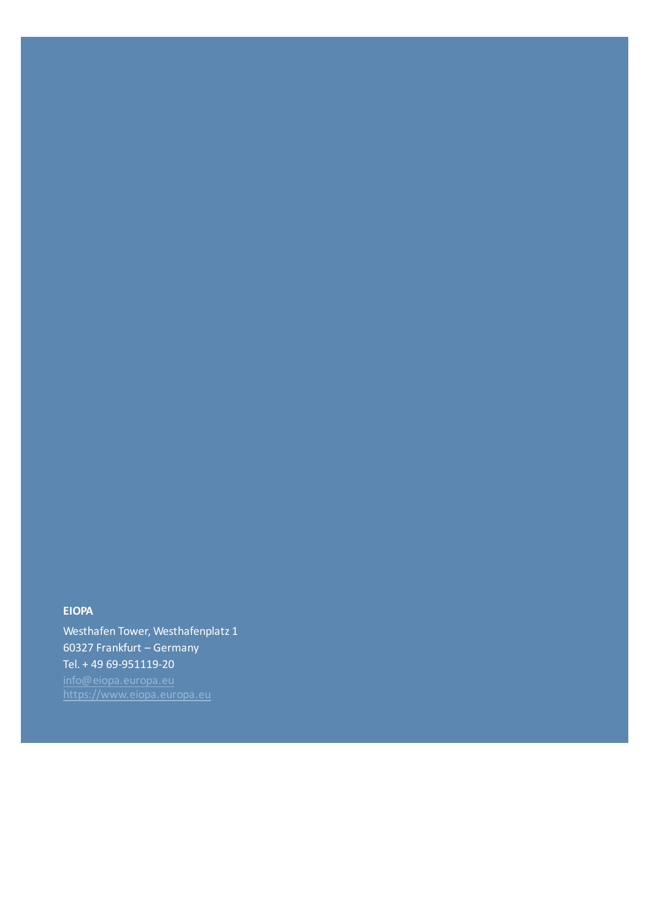**EIOPA**

Westhafen Tower, Westhafenplatz 1
60327 Frankfurt – Germany
Tel. + 49 69-951119-20
info@eiopa.europa.eu
https://www.eiopa.europa.eu